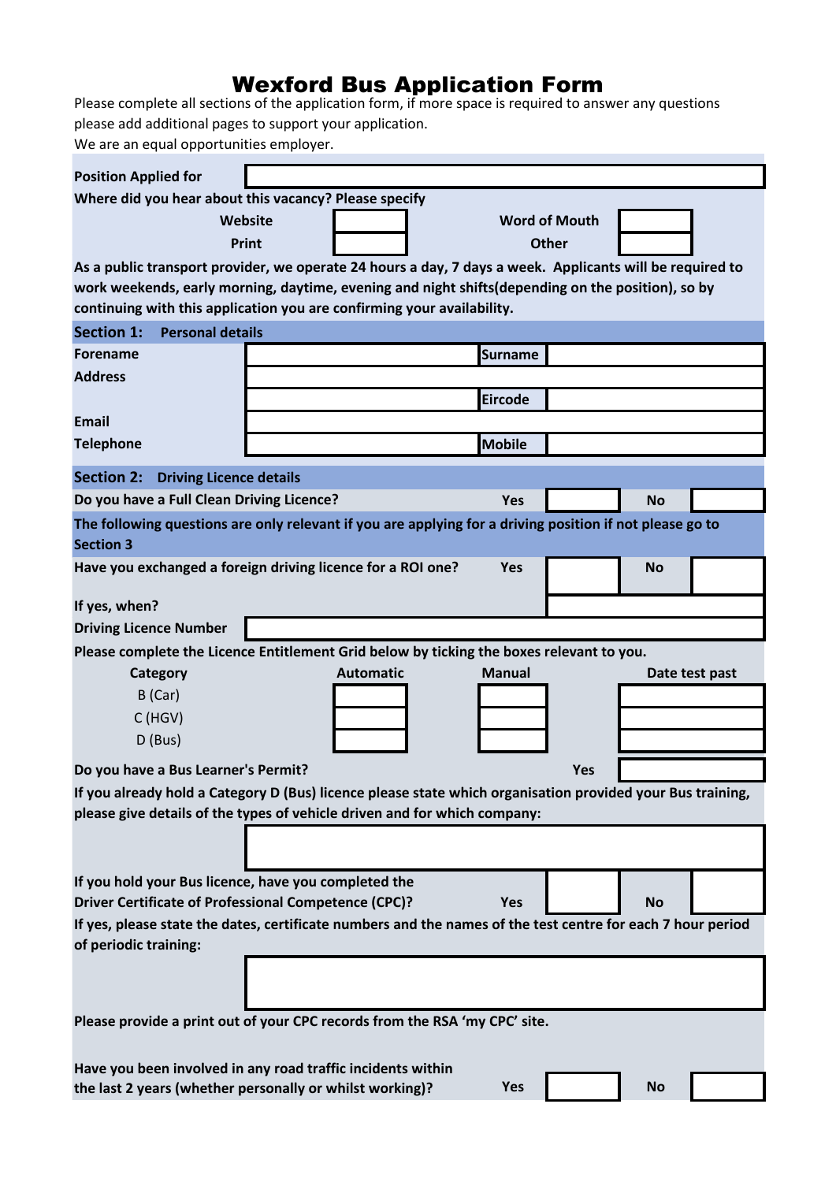# Wexford Bus Application Form

Please complete all sections of the application form, if more space is required to answer any questions please add additional pages to support your application.

We are an equal opportunities employer.

| | |
|---|---|
| **Position Applied for** | |

**Where did you hear about this vacancy? Please specify**

| | | | |
|---|---|---|---|
| **Website** | | **Word of Mouth** | |
| **Print** | | **Other** | |

**As a public transport provider, we operate 24 hours a day, 7 days a week. Applicants will be required to work weekends, early morning, daytime, evening and night shifts(depending on the position), so by continuing with this application you are confirming your availability.**

## Section 1: Personal details

| | | | |
|---|---|---|---|
| **Forename** | | **Surname** | |
| **Address** | | | |
| | | **Eircode** | |
| **Email** | | | |
| **Telephone** | | **Mobile** | |

## Section 2: Driving Licence details

| | | | | |
|---|---|---|---|---|
| **Do you have a Full Clean Driving Licence?** | **Yes** | | **No** | |

**The following questions are only relevant if you are applying for a driving position if not please go to Section 3**

| | | | | |
|---|---|---|---|---|
| **Have you exchanged a foreign driving licence for a ROI one?** | **Yes** | | **No** | |
| **If yes, when?** | | | | |

| | |
|---|---|
| **Driving Licence Number** | |

**Please complete the Licence Entitlement Grid below by ticking the boxes relevant to you.**

| Category | Automatic | Manual | Date test past |
|---|---|---|---|
| B (Car) | | | |
| C (HGV) | | | |
| D (Bus) | | | |

| | | |
|---|---|---|
| **Do you have a Bus Learner's Permit?** | **Yes** | |

**If you already hold a Category D (Bus) licence please state which organisation provided your Bus training, please give details of the types of vehicle driven and for which company:**

| |
|---|
| |

| | | | | |
|---|---|---|---|---|
| **If you hold your Bus licence, have you completed the Driver Certificate of Professional Competence (CPC)?** | **Yes** | | **No** | |

**If yes, please state the dates, certificate numbers and the names of the test centre for each 7 hour period of periodic training:**

| |
|---|
| |

**Please provide a print out of your CPC records from the RSA 'my CPC' site.**

| | | | | |
|---|---|---|---|---|
| **Have you been involved in any road traffic incidents within the last 2 years (whether personally or whilst working)?** | **Yes** | | **No** | |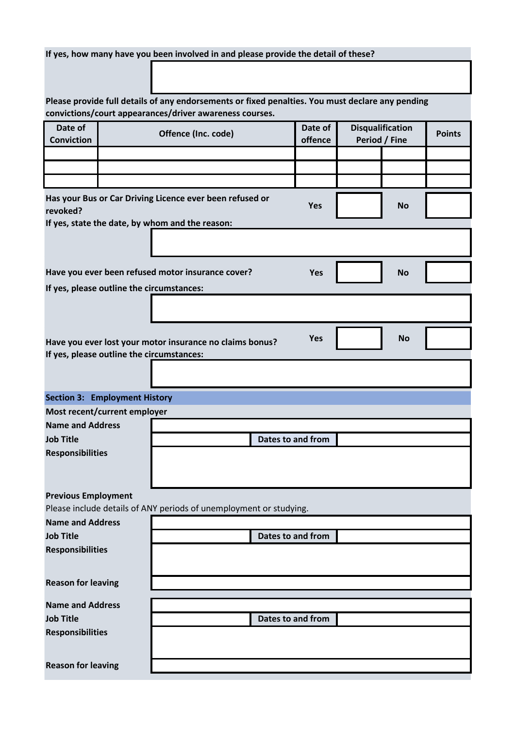**If yes, how many have you been involved in and please provide the detail of these?**

**Please provide full details of any endorsements or fixed penalties. You must declare any pending convictions/court appearances/driver awareness courses.**

| Date of Conviction | Offence (Inc. code) | Date of offence | Disqualification Period / Fine | | Points |
|---|---|---|---|---|---|
| | | | | | |
| | | | | | |
| | | | | | |

**Has your Bus or Car Driving Licence ever been refused or revoked?** **Yes** ☐ **No** ☐

**If yes, state the date, by whom and the reason:**

**Have you ever been refused motor insurance cover?** **Yes** ☐ **No** ☐

**If yes, please outline the circumstances:**

**Have you ever lost your motor insurance no claims bonus?** **Yes** ☐ **No** ☐

**If yes, please outline the circumstances:**

## Section 3: Employment History

**Most recent/current employer**

**Name and Address**

**Job Title** | **Dates to and from**

**Responsibilities**

**Previous Employment**

Please include details of ANY periods of unemployment or studying.

**Name and Address**

**Job Title** | **Dates to and from**

**Responsibilities**

**Reason for leaving**

**Name and Address**

**Job Title** | **Dates to and from**

**Responsibilities**

**Reason for leaving**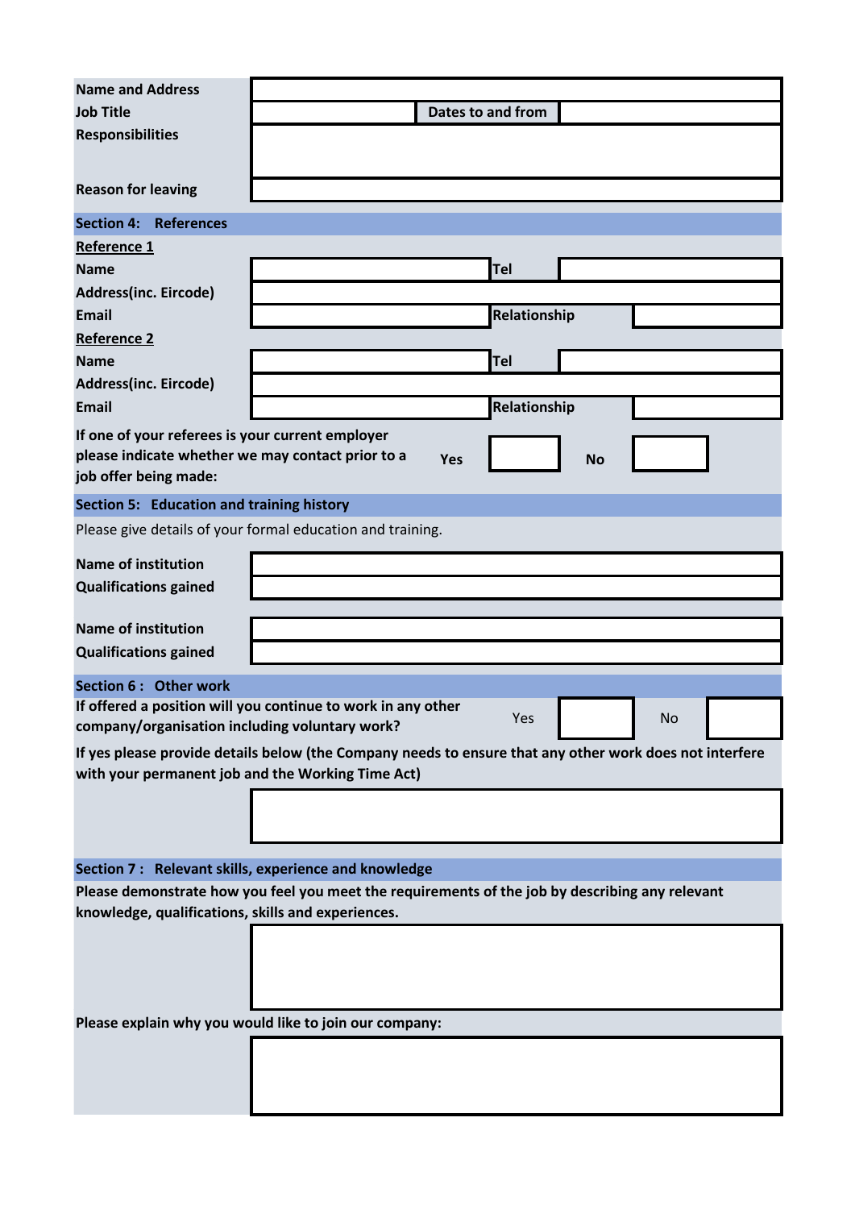| | | | |
|---|---|---|---|
| **Name and Address** | | | |
| **Job Title** | | **Dates to and from** | |
| **Responsibilities** | | | |
| **Reason for leaving** | | | |

## Section 4: References

**Reference 1**

| | | | |
|---|---|---|---|
| **Name** | | **Tel** | |
| **Address(inc. Eircode)** | | | |
| **Email** | | **Relationship** | |

**Reference 2**

| | | | |
|---|---|---|---|
| **Name** | | **Tel** | |
| **Address(inc. Eircode)** | | | |
| **Email** | | **Relationship** | |

**If one of your referees is your current employer please indicate whether we may contact prior to a job offer being made:** **Yes** ☐ **No** ☐

## Section 5: Education and training history

Please give details of your formal education and training.

| | |
|---|---|
| **Name of institution** | |
| **Qualifications gained** | |

| | |
|---|---|
| **Name of institution** | |
| **Qualifications gained** | |

## Section 6 : Other work

**If offered a position will you continue to work in any other company/organisation including voluntary work?** Yes ☐ No ☐

**If yes please provide details below (the Company needs to ensure that any other work does not interfere with your permanent job and the Working Time Act)**

## Section 7 : Relevant skills, experience and knowledge

**Please demonstrate how you feel you meet the requirements of the job by describing any relevant knowledge, qualifications, skills and experiences.**

**Please explain why you would like to join our company:**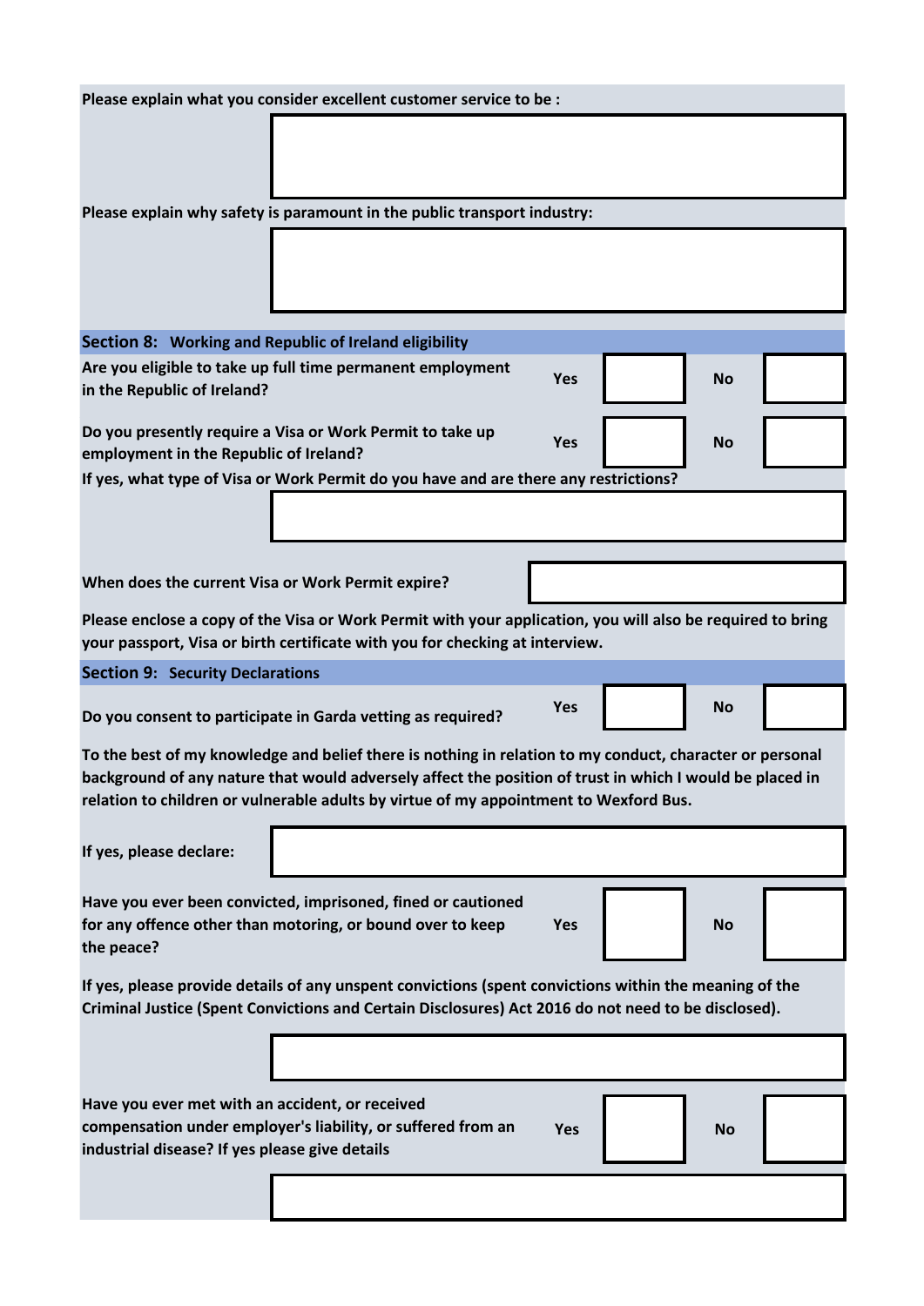**Please explain what you consider excellent customer service to be :**

**Please explain why safety is paramount in the public transport industry:**

## Section 8: Working and Republic of Ireland eligibility

| | | | | |
|---|---|---|---|---|
| **Are you eligible to take up full time permanent employment in the Republic of Ireland?** | **Yes** | | **No** | |
| **Do you presently require a Visa or Work Permit to take up employment in the Republic of Ireland?** | **Yes** | | **No** | |

**If yes, what type of Visa or Work Permit do you have and are there any restrictions?**

**When does the current Visa or Work Permit expire?**

**Please enclose a copy of the Visa or Work Permit with your application, you will also be required to bring your passport, Visa or birth certificate with you for checking at interview.**

## Section 9: Security Declarations

| | | | | |
|---|---|---|---|---|
| **Do you consent to participate in Garda vetting as required?** | **Yes** | | **No** | |

**To the best of my knowledge and belief there is nothing in relation to my conduct, character or personal background of any nature that would adversely affect the position of trust in which I would be placed in relation to children or vulnerable adults by virtue of my appointment to Wexford Bus.**

**If yes, please declare:**

| | | | | |
|---|---|---|---|---|
| **Have you ever been convicted, imprisoned, fined or cautioned for any offence other than motoring, or bound over to keep the peace?** | **Yes** | | **No** | |

**If yes, please provide details of any unspent convictions (spent convictions within the meaning of the Criminal Justice (Spent Convictions and Certain Disclosures) Act 2016 do not need to be disclosed).**

| | | | | |
|---|---|---|---|---|
| **Have you ever met with an accident, or received compensation under employer's liability, or suffered from an industrial disease? If yes please give details** | **Yes** | | **No** | |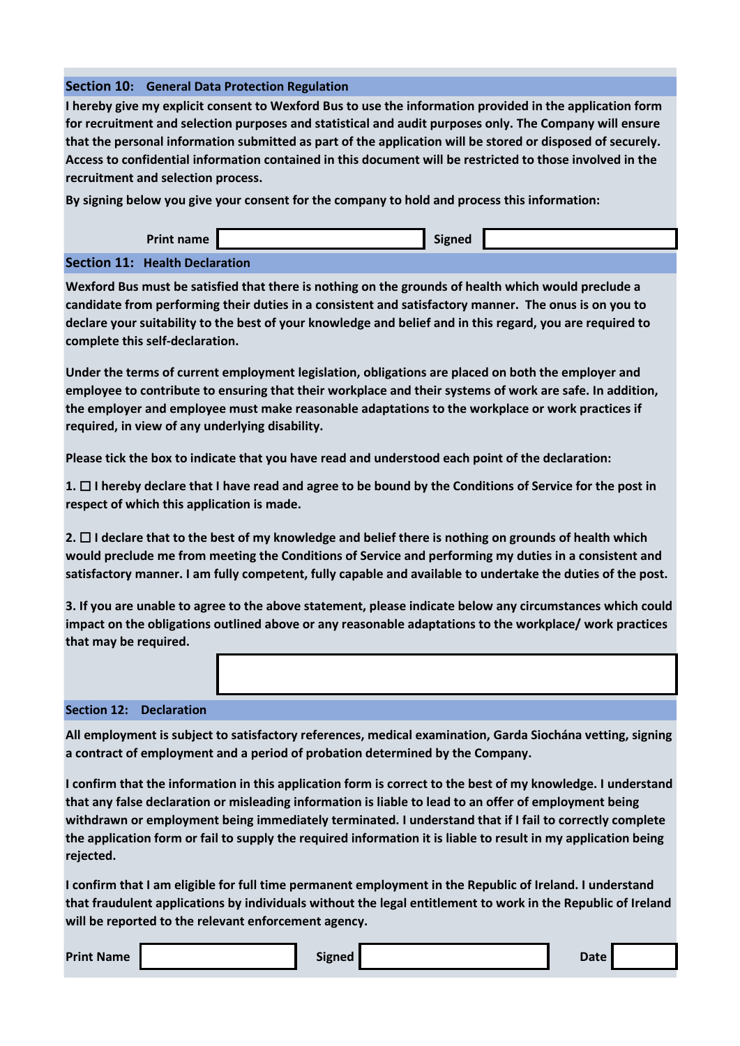## Section 10: General Data Protection Regulation

**I hereby give my explicit consent to Wexford Bus to use the information provided in the application form for recruitment and selection purposes and statistical and audit purposes only. The Company will ensure that the personal information submitted as part of the application will be stored or disposed of securely. Access to confidential information contained in this document will be restricted to those involved in the recruitment and selection process.**

**By signing below you give your consent for the company to hold and process this information:**

| | | | |
|---|---|---|---|
| **Print name** | | **Signed** | |

## Section 11: Health Declaration

**Wexford Bus must be satisfied that there is nothing on the grounds of health which would preclude a candidate from performing their duties in a consistent and satisfactory manner. The onus is on you to declare your suitability to the best of your knowledge and belief and in this regard, you are required to complete this self-declaration.**

**Under the terms of current employment legislation, obligations are placed on both the employer and employee to contribute to ensuring that their workplace and their systems of work are safe. In addition, the employer and employee must make reasonable adaptations to the workplace or work practices if required, in view of any underlying disability.**

**Please tick the box to indicate that you have read and understood each point of the declaration:**

**1. ☐ I hereby declare that I have read and agree to be bound by the Conditions of Service for the post in respect of which this application is made.**

**2. ☐ I declare that to the best of my knowledge and belief there is nothing on grounds of health which would preclude me from meeting the Conditions of Service and performing my duties in a consistent and satisfactory manner. I am fully competent, fully capable and available to undertake the duties of the post.**

**3. If you are unable to agree to the above statement, please indicate below any circumstances which could impact on the obligations outlined above or any reasonable adaptations to the workplace/ work practices that may be required.**

## Section 12: Declaration

**All employment is subject to satisfactory references, medical examination, Garda Siochána vetting, signing a contract of employment and a period of probation determined by the Company.**

**I confirm that the information in this application form is correct to the best of my knowledge. I understand that any false declaration or misleading information is liable to lead to an offer of employment being withdrawn or employment being immediately terminated. I understand that if I fail to correctly complete the application form or fail to supply the required information it is liable to result in my application being rejected.**

**I confirm that I am eligible for full time permanent employment in the Republic of Ireland. I understand that fraudulent applications by individuals without the legal entitlement to work in the Republic of Ireland will be reported to the relevant enforcement agency.**

| | | | | | |
|---|---|---|---|---|---|
| **Print Name** | | **Signed** | | **Date** | |